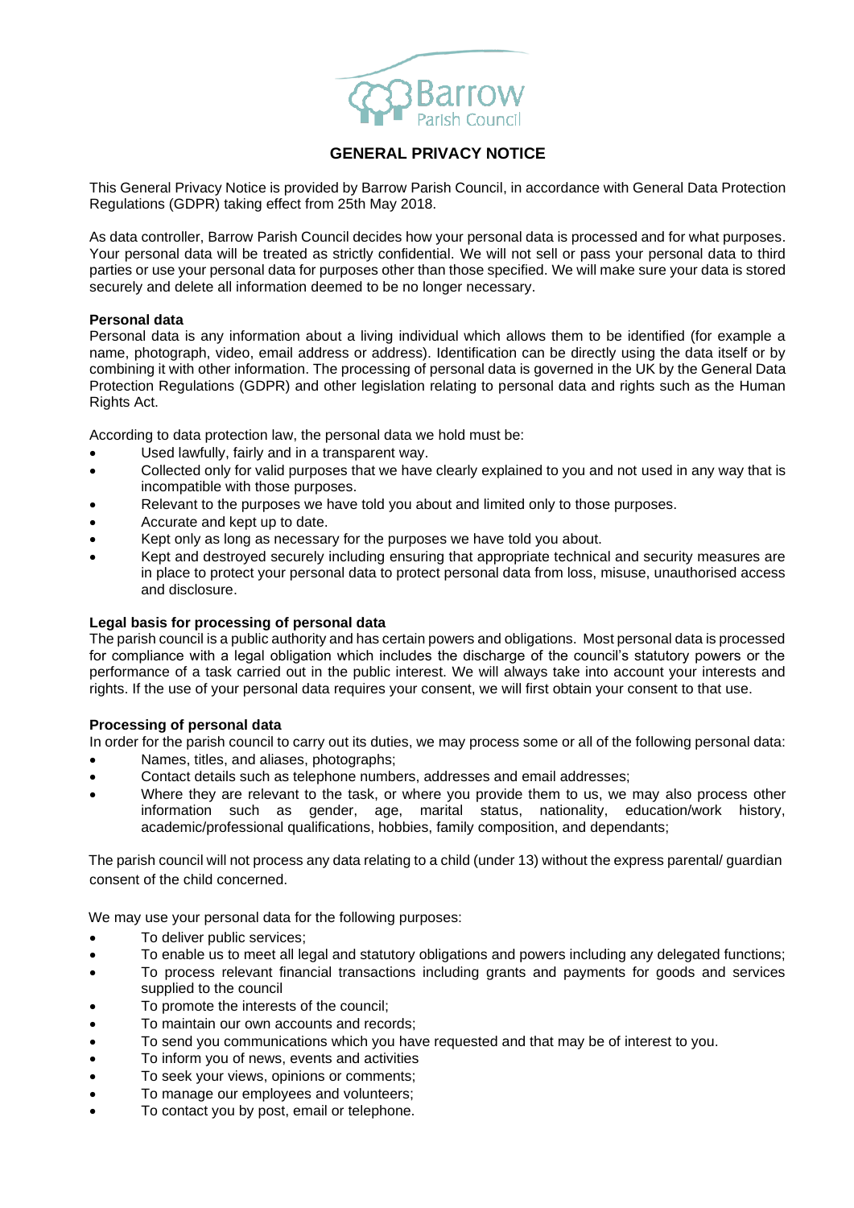Barrow Parish Council

# GENERAL PRIVACY NOTICE

This General Privacy Notice is provided by Barrow Parish Council, in accordance with General Data Protection Regulations (GDPR) taking effect from 25th May 2018.

As data controller, Barrow Parish Council decides how your personal data is processed and for what purposes. Your personal data will be treated as strictly confidential. We will not sell or pass your personal data to third parties or use your personal data for purposes other than those specified. We will make sure your data is stored securely and delete all information deemed to be no longer necessary.

**Personal data**

Personal data is any information about a living individual which allows them to be identified (for example a name, photograph, video, email address or address). Identification can be directly using the data itself or by combining it with other information. The processing of personal data is governed in the UK by the General Data Protection Regulations (GDPR) and other legislation relating to personal data and rights such as the Human Rights Act.

According to data protection law, the personal data we hold must be:

- Used lawfully, fairly and in a transparent way.
- Collected only for valid purposes that we have clearly explained to you and not used in any way that is incompatible with those purposes.
- Relevant to the purposes we have told you about and limited only to those purposes.
- Accurate and kept up to date.
- Kept only as long as necessary for the purposes we have told you about.
- Kept and destroyed securely including ensuring that appropriate technical and security measures are in place to protect your personal data to protect personal data from loss, misuse, unauthorised access and disclosure.

**Legal basis for processing of personal data**

The parish council is a public authority and has certain powers and obligations. Most personal data is processed for compliance with a legal obligation which includes the discharge of the council's statutory powers or the performance of a task carried out in the public interest. We will always take into account your interests and rights. If the use of your personal data requires your consent, we will first obtain your consent to that use.

**Processing of personal data**

In order for the parish council to carry out its duties, we may process some or all of the following personal data:

- Names, titles, and aliases, photographs;
- Contact details such as telephone numbers, addresses and email addresses;
- Where they are relevant to the task, or where you provide them to us, we may also process other information such as gender, age, marital status, nationality, education/work history, academic/professional qualifications, hobbies, family composition, and dependants;

The parish council will not process any data relating to a child (under 13) without the express parental/ guardian consent of the child concerned.

We may use your personal data for the following purposes:

- To deliver public services;
- To enable us to meet all legal and statutory obligations and powers including any delegated functions;
- To process relevant financial transactions including grants and payments for goods and services supplied to the council
- To promote the interests of the council;
- To maintain our own accounts and records;
- To send you communications which you have requested and that may be of interest to you.
- To inform you of news, events and activities
- To seek your views, opinions or comments;
- To manage our employees and volunteers;
- To contact you by post, email or telephone.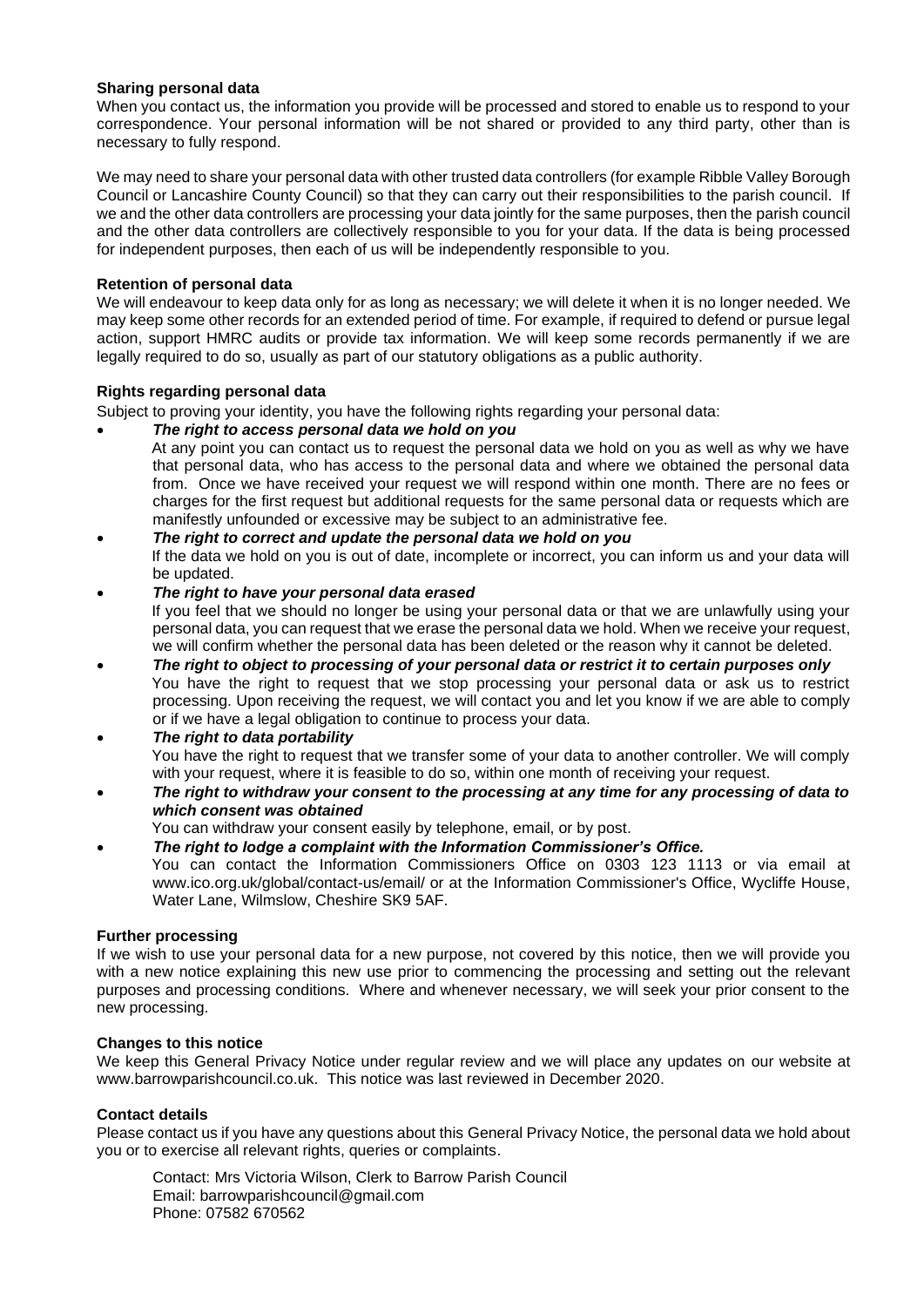### Sharing personal data

When you contact us, the information you provide will be processed and stored to enable us to respond to your correspondence. Your personal information will be not shared or provided to any third party, other than is necessary to fully respond.

We may need to share your personal data with other trusted data controllers (for example Ribble Valley Borough Council or Lancashire County Council) so that they can carry out their responsibilities to the parish council. If we and the other data controllers are processing your data jointly for the same purposes, then the parish council and the other data controllers are collectively responsible to you for your data. If the data is being processed for independent purposes, then each of us will be independently responsible to you.

### Retention of personal data

We will endeavour to keep data only for as long as necessary; we will delete it when it is no longer needed. We may keep some other records for an extended period of time. For example, if required to defend or pursue legal action, support HMRC audits or provide tax information. We will keep some records permanently if we are legally required to do so, usually as part of our statutory obligations as a public authority.

### Rights regarding personal data

Subject to proving your identity, you have the following rights regarding your personal data:

- ***The right to access personal data we hold on you***
  At any point you can contact us to request the personal data we hold on you as well as why we have that personal data, who has access to the personal data and where we obtained the personal data from. Once we have received your request we will respond within one month. There are no fees or charges for the first request but additional requests for the same personal data or requests which are manifestly unfounded or excessive may be subject to an administrative fee.
- ***The right to correct and update the personal data we hold on you***
  If the data we hold on you is out of date, incomplete or incorrect, you can inform us and your data will be updated.
- ***The right to have your personal data erased***
  If you feel that we should no longer be using your personal data or that we are unlawfully using your personal data, you can request that we erase the personal data we hold. When we receive your request, we will confirm whether the personal data has been deleted or the reason why it cannot be deleted.
- ***The right to object to processing of your personal data or restrict it to certain purposes only***
  You have the right to request that we stop processing your personal data or ask us to restrict processing. Upon receiving the request, we will contact you and let you know if we are able to comply or if we have a legal obligation to continue to process your data.
- ***The right to data portability***
  You have the right to request that we transfer some of your data to another controller. We will comply with your request, where it is feasible to do so, within one month of receiving your request.
- ***The right to withdraw your consent to the processing at any time for any processing of data to which consent was obtained***
  You can withdraw your consent easily by telephone, email, or by post.
- ***The right to lodge a complaint with the Information Commissioner's Office.***
  You can contact the Information Commissioners Office on 0303 123 1113 or via email at www.ico.org.uk/global/contact-us/email/ or at the Information Commissioner's Office, Wycliffe House, Water Lane, Wilmslow, Cheshire SK9 5AF.

### Further processing

If we wish to use your personal data for a new purpose, not covered by this notice, then we will provide you with a new notice explaining this new use prior to commencing the processing and setting out the relevant purposes and processing conditions. Where and whenever necessary, we will seek your prior consent to the new processing.

### Changes to this notice

We keep this General Privacy Notice under regular review and we will place any updates on our website at www.barrowparishcouncil.co.uk. This notice was last reviewed in December 2020.

### Contact details

Please contact us if you have any questions about this General Privacy Notice, the personal data we hold about you or to exercise all relevant rights, queries or complaints.

Contact: Mrs Victoria Wilson, Clerk to Barrow Parish Council
Email: barrowparishcouncil@gmail.com
Phone: 07582 670562